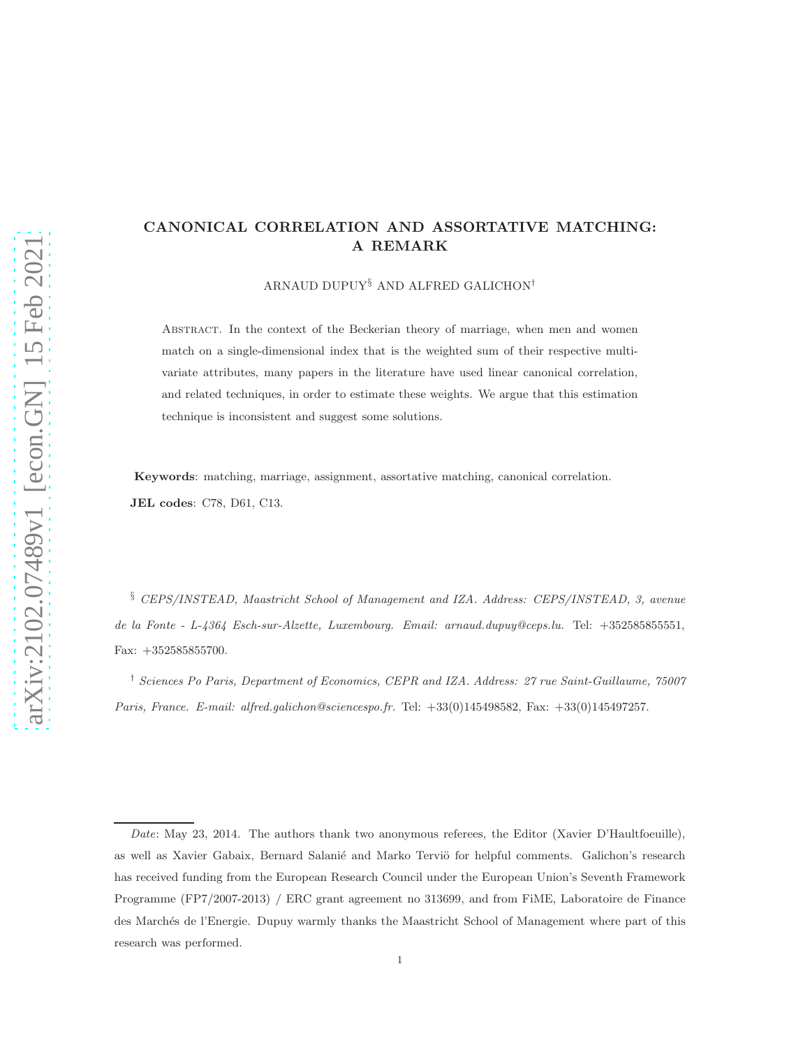# CANONICAL CORRELATION AND ASSORTATIVE MATCHING: A REMARK

ARNAUD DUPUY[§] AND ALFRED GALICHON[†]

Abstract. In the context of the Beckerian theory of marriage, when men and women match on a single-dimensional index that is the weighted sum of their respective multivariate attributes, many papers in the literature have used linear canonical correlation, and related techniques, in order to estimate these weights. We argue that this estimation technique is inconsistent and suggest some solutions.

**Keywords**: matching, marriage, assignment, assortative matching, canonical correlation.

**JEL codes**: C78, D61, C13.

[§] *CEPS/INSTEAD, Maastricht School of Management and IZA. Address: CEPS/INSTEAD, 3, avenue de la Fonte - L-4364 Esch-sur-Alzette, Luxembourg. Email: arnaud.dupuy@ceps.lu.* Tel: +352585855551, Fax: +352585855700.

[†] *Sciences Po Paris, Department of Economics, CEPR and IZA. Address: 27 rue Saint-Guillaume, 75007 Paris, France. E-mail: alfred.galichon@sciencespo.fr.* Tel: +33(0)145498582, Fax: +33(0)145497257.

*Date*: May 23, 2014. The authors thank two anonymous referees, the Editor (Xavier D'Haultfoeuille), as well as Xavier Gabaix, Bernard Salanié and Marko Terviö for helpful comments. Galichon's research has received funding from the European Research Council under the European Union's Seventh Framework Programme (FP7/2007-2013) / ERC grant agreement no 313699, and from FiME, Laboratoire de Finance des Marchés de l'Energie. Dupuy warmly thanks the Maastricht School of Management where part of this research was performed.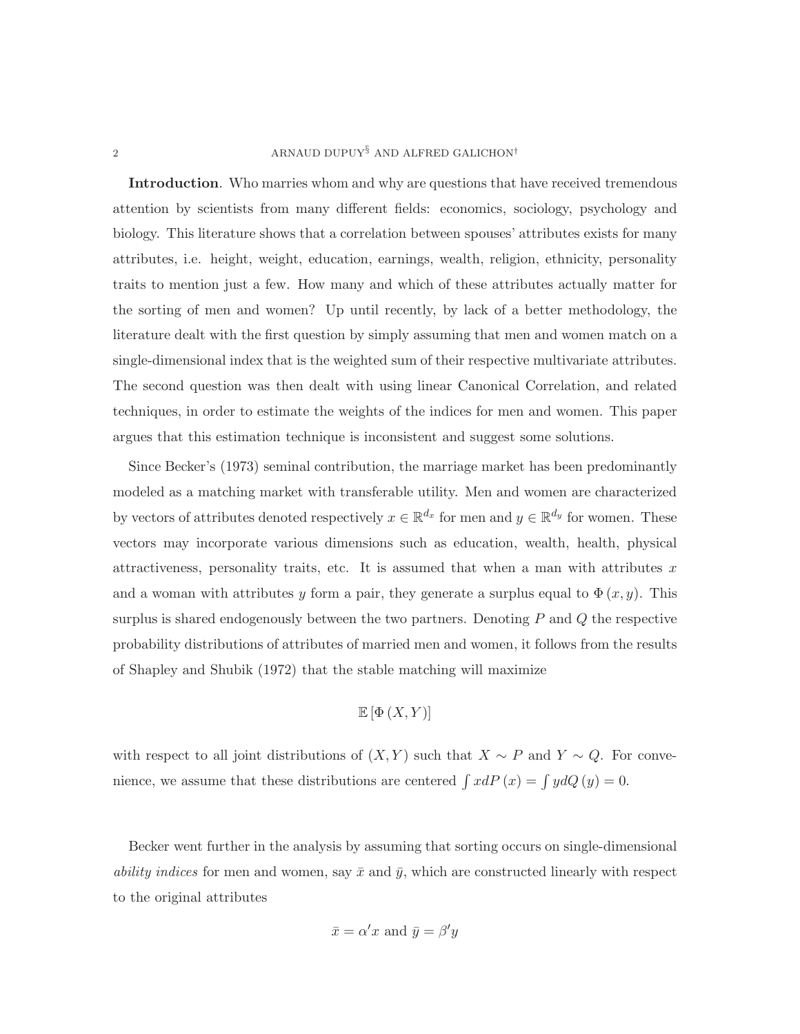**Introduction**. Who marries whom and why are questions that have received tremendous attention by scientists from many different fields: economics, sociology, psychology and biology. This literature shows that a correlation between spouses' attributes exists for many attributes, i.e. height, weight, education, earnings, wealth, religion, ethnicity, personality traits to mention just a few. How many and which of these attributes actually matter for the sorting of men and women? Up until recently, by lack of a better methodology, the literature dealt with the first question by simply assuming that men and women match on a single-dimensional index that is the weighted sum of their respective multivariate attributes. The second question was then dealt with using linear Canonical Correlation, and related techniques, in order to estimate the weights of the indices for men and women. This paper argues that this estimation technique is inconsistent and suggest some solutions.

Since Becker's (1973) seminal contribution, the marriage market has been predominantly modeled as a matching market with transferable utility. Men and women are characterized by vectors of attributes denoted respectively $x \in \mathbb{R}^{d_x}$ for men and $y \in \mathbb{R}^{d_y}$ for women. These vectors may incorporate various dimensions such as education, wealth, health, physical attractiveness, personality traits, etc. It is assumed that when a man with attributes $x$ and a woman with attributes $y$ form a pair, they generate a surplus equal to $\Phi(x, y)$. This surplus is shared endogenously between the two partners. Denoting $P$ and $Q$ the respective probability distributions of attributes of married men and women, it follows from the results of Shapley and Shubik (1972) that the stable matching will maximize

$$\mathbb{E}\left[\Phi(X, Y)\right]$$

with respect to all joint distributions of $(X, Y)$ such that $X \sim P$ and $Y \sim Q$. For convenience, we assume that these distributions are centered $\int x dP(x) = \int y dQ(y) = 0$.

Becker went further in the analysis by assuming that sorting occurs on single-dimensional *ability indices* for men and women, say $\bar{x}$ and $\bar{y}$, which are constructed linearly with respect to the original attributes

$$\bar{x} = \alpha' x \text{ and } \bar{y} = \beta' y$$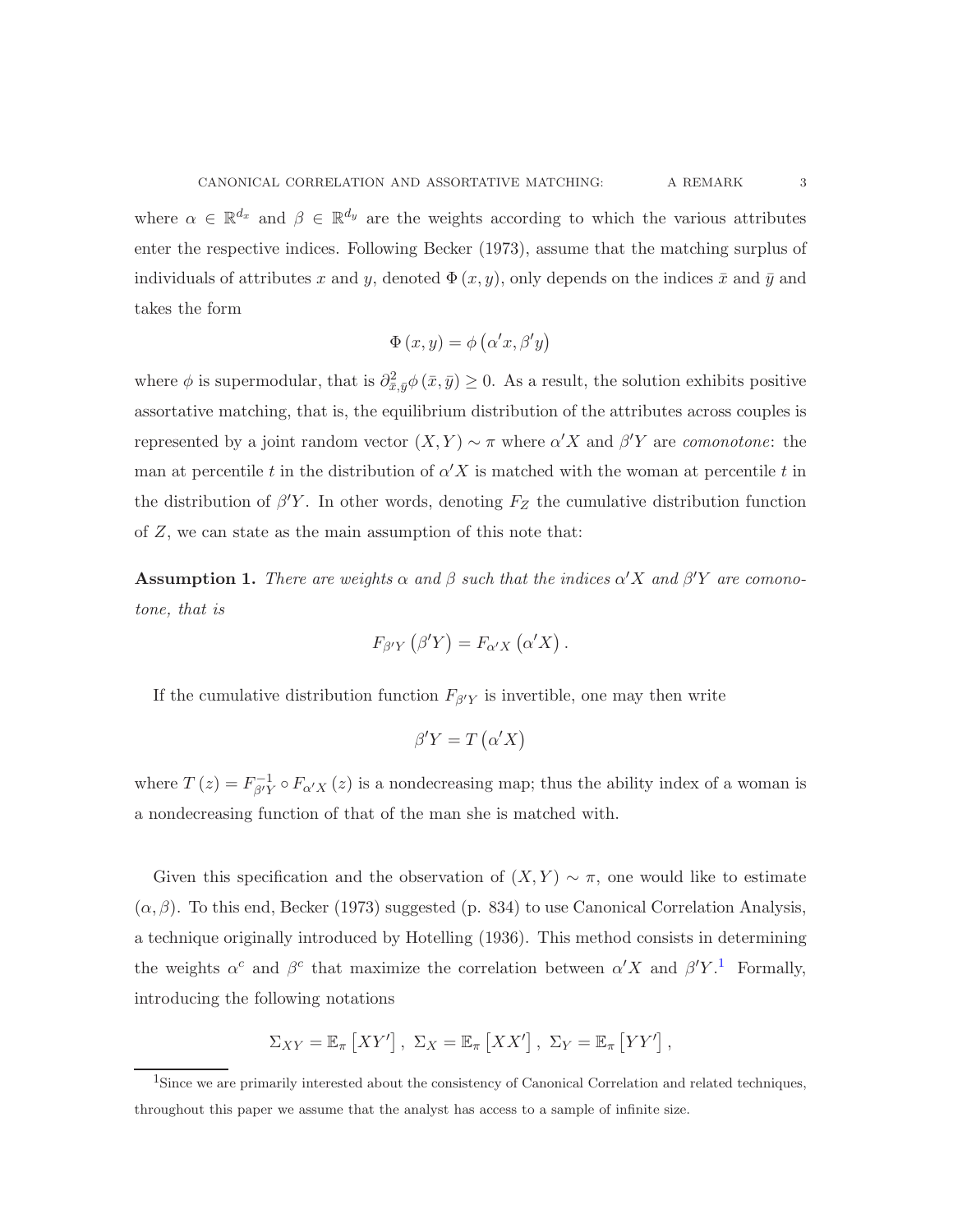where $\alpha \in \mathbb{R}^{d_x}$ and $\beta \in \mathbb{R}^{d_y}$ are the weights according to which the various attributes enter the respective indices. Following Becker (1973), assume that the matching surplus of individuals of attributes $x$ and $y$, denoted $\Phi(x, y)$, only depends on the indices $\bar{x}$ and $\bar{y}$ and takes the form

$$\Phi(x, y) = \phi\left(\alpha' x, \beta' y\right)$$

where $\phi$ is supermodular, that is $\partial^2_{\bar{x},\bar{y}} \phi(\bar{x}, \bar{y}) \geq 0$. As a result, the solution exhibits positive assortative matching, that is, the equilibrium distribution of the attributes across couples is represented by a joint random vector $(X, Y) \sim \pi$ where $\alpha' X$ and $\beta' Y$ are *comonotone*: the man at percentile $t$ in the distribution of $\alpha' X$ is matched with the woman at percentile $t$ in the distribution of $\beta' Y$. In other words, denoting $F_Z$ the cumulative distribution function of $Z$, we can state as the main assumption of this note that:

**Assumption 1.** *There are weights $\alpha$ and $\beta$ such that the indices $\alpha' X$ and $\beta' Y$ are comonotone, that is*

$$F_{\beta' Y}\left(\beta' Y\right) = F_{\alpha' X}\left(\alpha' X\right).$$

If the cumulative distribution function $F_{\beta' Y}$ is invertible, one may then write

$$\beta' Y = T\left(\alpha' X\right)$$

where $T(z) = F^{-1}_{\beta' Y} \circ F_{\alpha' X}(z)$ is a nondecreasing map; thus the ability index of a woman is a nondecreasing function of that of the man she is matched with.

Given this specification and the observation of $(X, Y) \sim \pi$, one would like to estimate $(\alpha, \beta)$. To this end, Becker (1973) suggested (p. 834) to use Canonical Correlation Analysis, a technique originally introduced by Hotelling (1936). This method consists in determining the weights $\alpha^c$ and $\beta^c$ that maximize the correlation between $\alpha' X$ and $\beta' Y$.[1] Formally, introducing the following notations

$$\Sigma_{XY} = \mathbb{E}_\pi\left[XY'\right],\ \Sigma_X = \mathbb{E}_\pi\left[XX'\right],\ \Sigma_Y = \mathbb{E}_\pi\left[YY'\right],$$

[1] Since we are primarily interested about the consistency of Canonical Correlation and related techniques, throughout this paper we assume that the analyst has access to a sample of infinite size.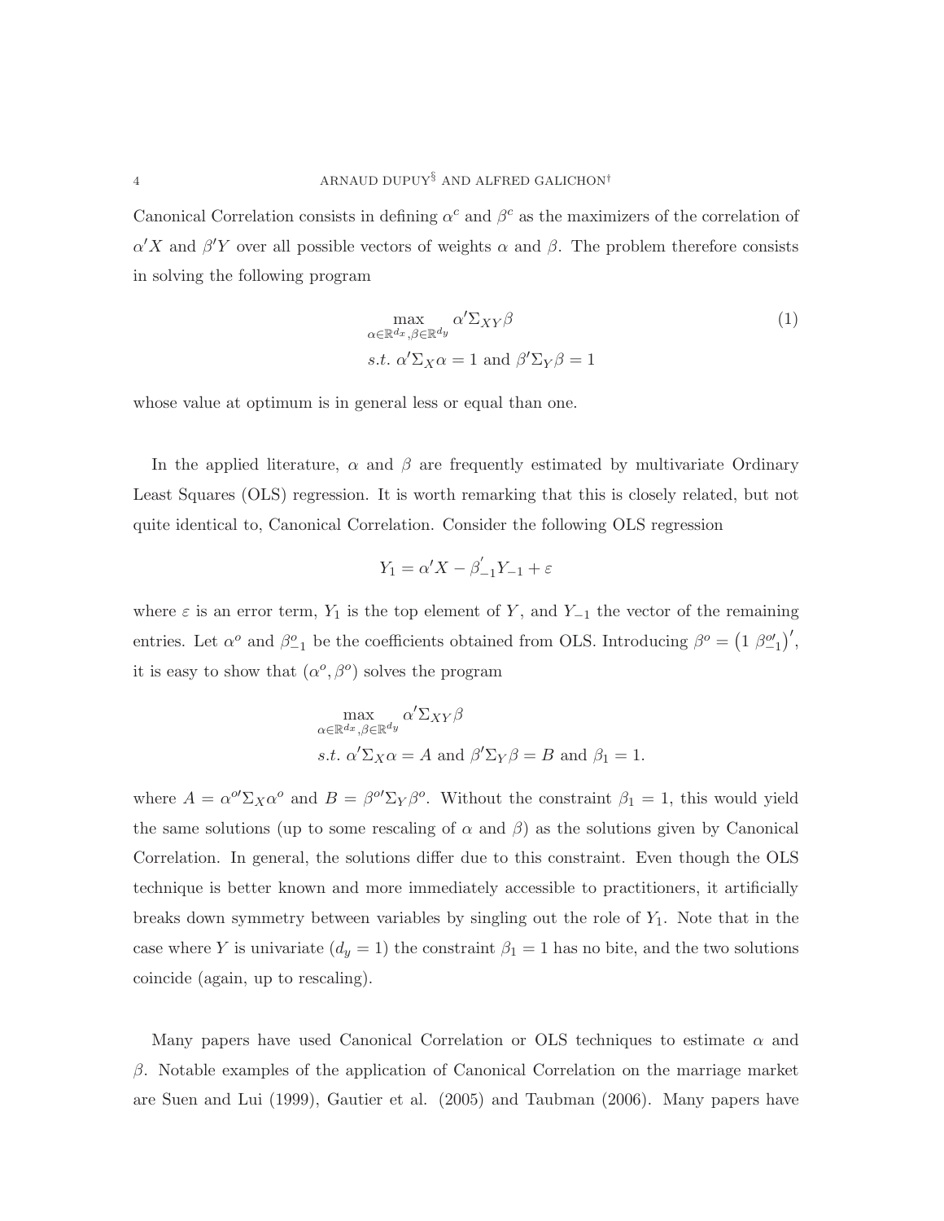Canonical Correlation consists in defining $\alpha^c$ and $\beta^c$ as the maximizers of the correlation of $\alpha' X$ and $\beta' Y$ over all possible vectors of weights $\alpha$ and $\beta$. The problem therefore consists in solving the following program

$$
\begin{aligned}
&\max_{\alpha \in \mathbb{R}^{d_x}, \beta \in \mathbb{R}^{d_y}} \alpha' \Sigma_{XY} \beta \\
&s.t.\ \alpha' \Sigma_X \alpha = 1 \text{ and } \beta' \Sigma_Y \beta = 1
\end{aligned} \tag{1}
$$

whose value at optimum is in general less or equal than one.

In the applied literature, $\alpha$ and $\beta$ are frequently estimated by multivariate Ordinary Least Squares (OLS) regression. It is worth remarking that this is closely related, but not quite identical to, Canonical Correlation. Consider the following OLS regression

$$
Y_1 = \alpha' X - \beta_{-1}^{'} Y_{-1} + \varepsilon
$$

where $\varepsilon$ is an error term, $Y_1$ is the top element of $Y$, and $Y_{-1}$ the vector of the remaining entries. Let $\alpha^o$ and $\beta_{-1}^o$ be the coefficients obtained from OLS. Introducing $\beta^o = \left(1\ \beta_{-1}^{o\prime}\right)'$, it is easy to show that $(\alpha^o, \beta^o)$ solves the program

$$
\begin{aligned}
&\max_{\alpha \in \mathbb{R}^{d_x}, \beta \in \mathbb{R}^{d_y}} \alpha' \Sigma_{XY} \beta \\
&s.t.\ \alpha' \Sigma_X \alpha = A \text{ and } \beta' \Sigma_Y \beta = B \text{ and } \beta_1 = 1.
\end{aligned}
$$

where $A = \alpha^{o\prime} \Sigma_X \alpha^o$ and $B = \beta^{o\prime} \Sigma_Y \beta^o$. Without the constraint $\beta_1 = 1$, this would yield the same solutions (up to some rescaling of $\alpha$ and $\beta$) as the solutions given by Canonical Correlation. In general, the solutions differ due to this constraint. Even though the OLS technique is better known and more immediately accessible to practitioners, it artificially breaks down symmetry between variables by singling out the role of $Y_1$. Note that in the case where $Y$ is univariate ($d_y = 1$) the constraint $\beta_1 = 1$ has no bite, and the two solutions coincide (again, up to rescaling).

Many papers have used Canonical Correlation or OLS techniques to estimate $\alpha$ and $\beta$. Notable examples of the application of Canonical Correlation on the marriage market are Suen and Lui (1999), Gautier et al. (2005) and Taubman (2006). Many papers have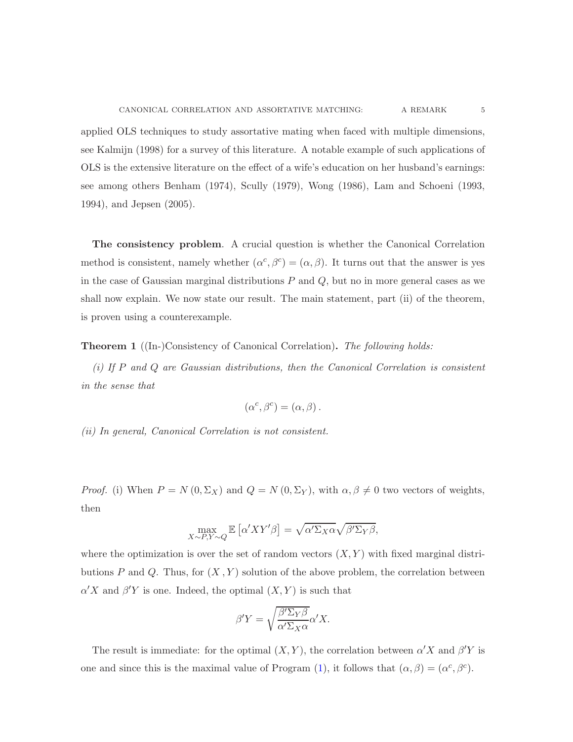applied OLS techniques to study assortative mating when faced with multiple dimensions, see Kalmijn (1998) for a survey of this literature. A notable example of such applications of OLS is the extensive literature on the effect of a wife's education on her husband's earnings: see among others Benham (1974), Scully (1979), Wong (1986), Lam and Schoeni (1993, 1994), and Jepsen (2005).

**The consistency problem**. A crucial question is whether the Canonical Correlation method is consistent, namely whether $(\alpha^c, \beta^c) = (\alpha, \beta)$. It turns out that the answer is yes in the case of Gaussian marginal distributions $P$ and $Q$, but no in more general cases as we shall now explain. We now state our result. The main statement, part (ii) of the theorem, is proven using a counterexample.

**Theorem 1** ((In-)Consistency of Canonical Correlation)**.** *The following holds:*

*(i) If $P$ and $Q$ are Gaussian distributions, then the Canonical Correlation is consistent in the sense that*

$$(\alpha^c, \beta^c) = (\alpha, \beta).$$

*(ii) In general, Canonical Correlation is not consistent.*

*Proof.* (i) When $P = N(0, \Sigma_X)$ and $Q = N(0, \Sigma_Y)$, with $\alpha, \beta \neq 0$ two vectors of weights, then

$$\max_{X \sim P, Y \sim Q} \mathbb{E}\left[\alpha' X Y' \beta\right] = \sqrt{\alpha' \Sigma_X \alpha}\sqrt{\beta' \Sigma_Y \beta},$$

where the optimization is over the set of random vectors $(X, Y)$ with fixed marginal distributions $P$ and $Q$. Thus, for $(X, Y)$ solution of the above problem, the correlation between $\alpha' X$ and $\beta' Y$ is one. Indeed, the optimal $(X, Y)$ is such that

$$\beta' Y = \sqrt{\frac{\beta' \Sigma_Y \beta}{\alpha' \Sigma_X \alpha}} \alpha' X.$$

The result is immediate: for the optimal $(X, Y)$, the correlation between $\alpha' X$ and $\beta' Y$ is one and since this is the maximal value of Program (1), it follows that $(\alpha, \beta) = (\alpha^c, \beta^c)$.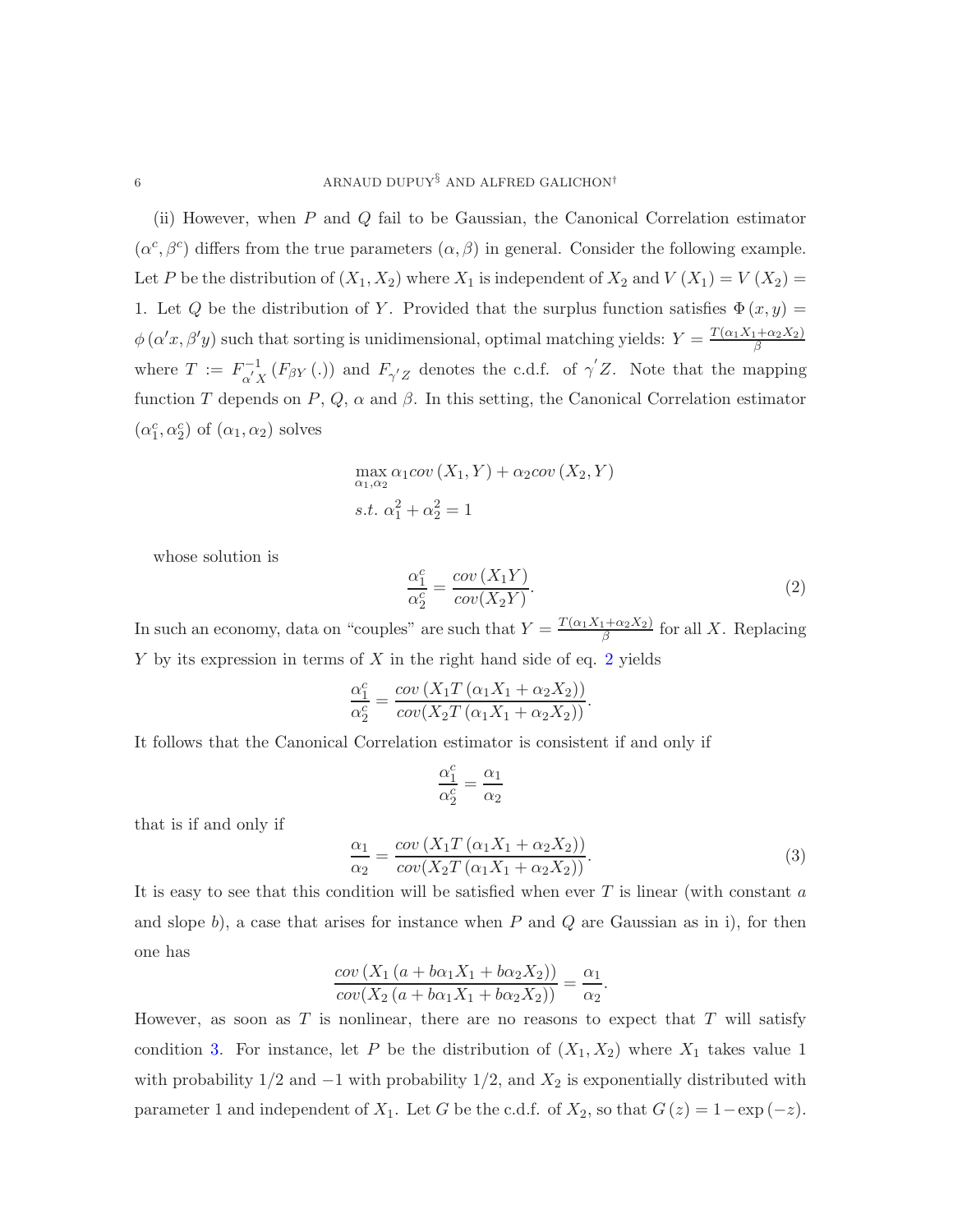(ii) However, when $P$ and $Q$ fail to be Gaussian, the Canonical Correlation estimator $(\alpha^c, \beta^c)$ differs from the true parameters $(\alpha, \beta)$ in general. Consider the following example. Let $P$ be the distribution of $(X_1, X_2)$ where $X_1$ is independent of $X_2$ and $V(X_1) = V(X_2) = 1$. Let $Q$ be the distribution of $Y$. Provided that the surplus function satisfies $\Phi(x, y) = \phi(\alpha' x, \beta' y)$ such that sorting is unidimensional, optimal matching yields: $Y = \frac{T(\alpha_1 X_1 + \alpha_2 X_2)}{\beta}$ where $T := F^{-1}_{\alpha' X}(F_{\beta Y}(.))$ and $F_{\gamma' Z}$ denotes the c.d.f. of $\gamma' Z$. Note that the mapping function $T$ depends on $P$, $Q$, $\alpha$ and $\beta$. In this setting, the Canonical Correlation estimator $(\alpha_1^c, \alpha_2^c)$ of $(\alpha_1, \alpha_2)$ solves

$$
\begin{aligned}
&\max_{\alpha_1, \alpha_2} \alpha_1 cov(X_1, Y) + \alpha_2 cov(X_2, Y) \\
&s.t.\ \alpha_1^2 + \alpha_2^2 = 1
\end{aligned}
$$

whose solution is

$$
\frac{\alpha_1^c}{\alpha_2^c} = \frac{cov(X_1 Y)}{cov(X_2 Y)}. \tag{2}
$$

In such an economy, data on "couples" are such that $Y = \frac{T(\alpha_1 X_1 + \alpha_2 X_2)}{\beta}$ for all $X$. Replacing $Y$ by its expression in terms of $X$ in the right hand side of eq. 2 yields

$$
\frac{\alpha_1^c}{\alpha_2^c} = \frac{cov(X_1 T(\alpha_1 X_1 + \alpha_2 X_2))}{cov(X_2 T(\alpha_1 X_1 + \alpha_2 X_2))}.
$$

It follows that the Canonical Correlation estimator is consistent if and only if

$$
\frac{\alpha_1^c}{\alpha_2^c} = \frac{\alpha_1}{\alpha_2}
$$

that is if and only if

$$
\frac{\alpha_1}{\alpha_2} = \frac{cov(X_1 T(\alpha_1 X_1 + \alpha_2 X_2))}{cov(X_2 T(\alpha_1 X_1 + \alpha_2 X_2))}. \tag{3}
$$

It is easy to see that this condition will be satisfied when ever $T$ is linear (with constant $a$ and slope $b$), a case that arises for instance when $P$ and $Q$ are Gaussian as in i), for then one has

$$
\frac{cov(X_1(a + b\alpha_1 X_1 + b\alpha_2 X_2))}{cov(X_2(a + b\alpha_1 X_1 + b\alpha_2 X_2))} = \frac{\alpha_1}{\alpha_2}.
$$

However, as soon as $T$ is nonlinear, there are no reasons to expect that $T$ will satisfy condition 3. For instance, let $P$ be the distribution of $(X_1, X_2)$ where $X_1$ takes value 1 with probability 1/2 and $-1$ with probability 1/2, and $X_2$ is exponentially distributed with parameter 1 and independent of $X_1$. Let $G$ be the c.d.f. of $X_2$, so that $G(z) = 1 - \exp(-z)$.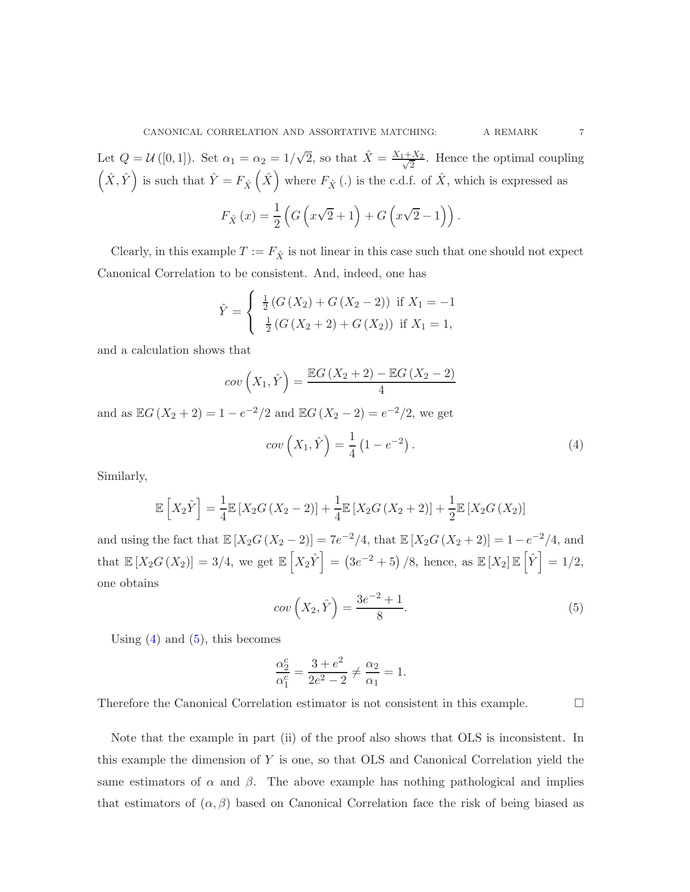Let $Q = \mathcal{U}([0,1])$. Set $\alpha_1 = \alpha_2 = 1/\sqrt{2}$, so that $\hat{X} = \frac{X_1+X_2}{\sqrt{2}}$. Hence the optimal coupling $\left(\hat{X}, \hat{Y}\right)$ is such that $\hat{Y} = F_{\hat{X}}\left(\hat{X}\right)$ where $F_{\hat{X}}(.)$ is the c.d.f. of $\hat{X}$, which is expressed as

$$F_{\hat{X}}(x) = \frac{1}{2}\left(G\left(x\sqrt{2}+1\right) + G\left(x\sqrt{2}-1\right)\right).$$

Clearly, in this example $T := F_{\hat{X}}$ is not linear in this case such that one should not expect Canonical Correlation to be consistent. And, indeed, one has

$$\hat{Y} = \begin{cases} \frac{1}{2}\left(G\left(X_2\right) + G\left(X_2 - 2\right)\right) \text{ if } X_1 = -1 \\ \frac{1}{2}\left(G\left(X_2 + 2\right) + G\left(X_2\right)\right) \text{ if } X_1 = 1, \end{cases}$$

and a calculation shows that

$$cov\left(X_1, \hat{Y}\right) = \frac{\mathbb{E}G\left(X_2+2\right) - \mathbb{E}G\left(X_2-2\right)}{4}$$

and as $\mathbb{E}G\left(X_2+2\right) = 1 - e^{-2}/2$ and $\mathbb{E}G\left(X_2-2\right) = e^{-2}/2$, we get

$$cov\left(X_1, \hat{Y}\right) = \frac{1}{4}\left(1 - e^{-2}\right). \tag{4}$$

Similarly,

$$\mathbb{E}\left[X_2\hat{Y}\right] = \frac{1}{4}\mathbb{E}\left[X_2 G\left(X_2-2\right)\right] + \frac{1}{4}\mathbb{E}\left[X_2 G\left(X_2+2\right)\right] + \frac{1}{2}\mathbb{E}\left[X_2 G\left(X_2\right)\right]$$

and using the fact that $\mathbb{E}\left[X_2 G\left(X_2-2\right)\right] = 7e^{-2}/4$, that $\mathbb{E}\left[X_2 G\left(X_2+2\right)\right] = 1 - e^{-2}/4$, and that $\mathbb{E}\left[X_2 G\left(X_2\right)\right] = 3/4$, we get $\mathbb{E}\left[X_2\hat{Y}\right] = \left(3e^{-2}+5\right)/8$, hence, as $\mathbb{E}\left[X_2\right]\mathbb{E}\left[\hat{Y}\right] = 1/2$, one obtains

$$cov\left(X_2, \hat{Y}\right) = \frac{3e^{-2}+1}{8}. \tag{5}$$

Using (4) and (5), this becomes

$$\frac{\alpha_2^c}{\alpha_1^c} = \frac{3+e^2}{2e^2-2} \neq \frac{\alpha_2}{\alpha_1} = 1.$$

Therefore the Canonical Correlation estimator is not consistent in this example. □

Note that the example in part (ii) of the proof also shows that OLS is inconsistent. In this example the dimension of $Y$ is one, so that OLS and Canonical Correlation yield the same estimators of $\alpha$ and $\beta$. The above example has nothing pathological and implies that estimators of $(\alpha, \beta)$ based on Canonical Correlation face the risk of being biased as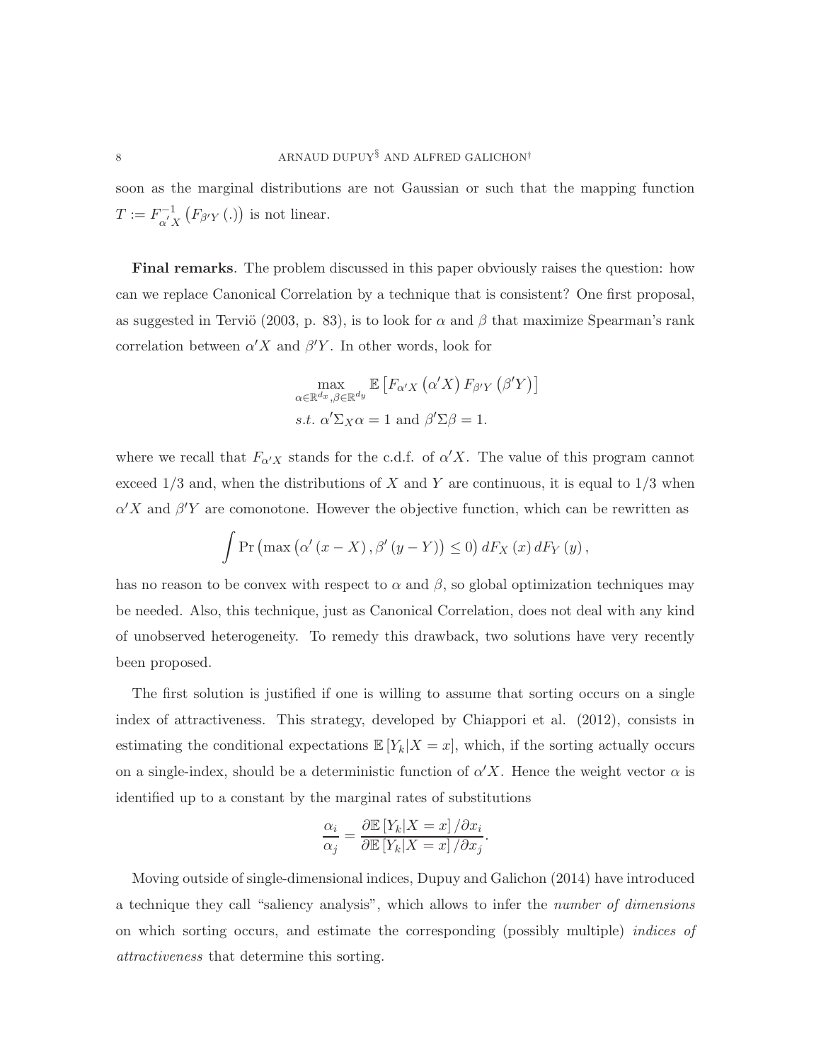soon as the marginal distributions are not Gaussian or such that the mapping function $T := F_{\alpha' X}^{-1}\left(F_{\beta' Y}(.)\right)$ is not linear.

**Final remarks**. The problem discussed in this paper obviously raises the question: how can we replace Canonical Correlation by a technique that is consistent? One first proposal, as suggested in Terviö (2003, p. 83), is to look for $\alpha$ and $\beta$ that maximize Spearman's rank correlation between $\alpha' X$ and $\beta' Y$. In other words, look for

$$\max_{\alpha \in \mathbb{R}^{d_x}, \beta \in \mathbb{R}^{d_y}} \mathbb{E}\left[F_{\alpha' X}\left(\alpha' X\right) F_{\beta' Y}\left(\beta' Y\right)\right]$$
$$s.t.\ \alpha' \Sigma_X \alpha = 1 \text{ and } \beta' \Sigma \beta = 1.$$

where we recall that $F_{\alpha' X}$ stands for the c.d.f. of $\alpha' X$. The value of this program cannot exceed 1/3 and, when the distributions of $X$ and $Y$ are continuous, it is equal to 1/3 when $\alpha' X$ and $\beta' Y$ are comonotone. However the objective function, which can be rewritten as

$$\int \Pr\left(\max\left(\alpha'(x - X), \beta'(y - Y)\right) \leq 0\right) dF_X(x)\, dF_Y(y),$$

has no reason to be convex with respect to $\alpha$ and $\beta$, so global optimization techniques may be needed. Also, this technique, just as Canonical Correlation, does not deal with any kind of unobserved heterogeneity. To remedy this drawback, two solutions have very recently been proposed.

The first solution is justified if one is willing to assume that sorting occurs on a single index of attractiveness. This strategy, developed by Chiappori et al. (2012), consists in estimating the conditional expectations $\mathbb{E}[Y_k | X = x]$, which, if the sorting actually occurs on a single-index, should be a deterministic function of $\alpha' X$. Hence the weight vector $\alpha$ is identified up to a constant by the marginal rates of substitutions

$$\frac{\alpha_i}{\alpha_j} = \frac{\partial \mathbb{E}[Y_k | X = x] / \partial x_i}{\partial \mathbb{E}[Y_k | X = x] / \partial x_j}.$$

Moving outside of single-dimensional indices, Dupuy and Galichon (2014) have introduced a technique they call "saliency analysis", which allows to infer the *number of dimensions* on which sorting occurs, and estimate the corresponding (possibly multiple) *indices of attractiveness* that determine this sorting.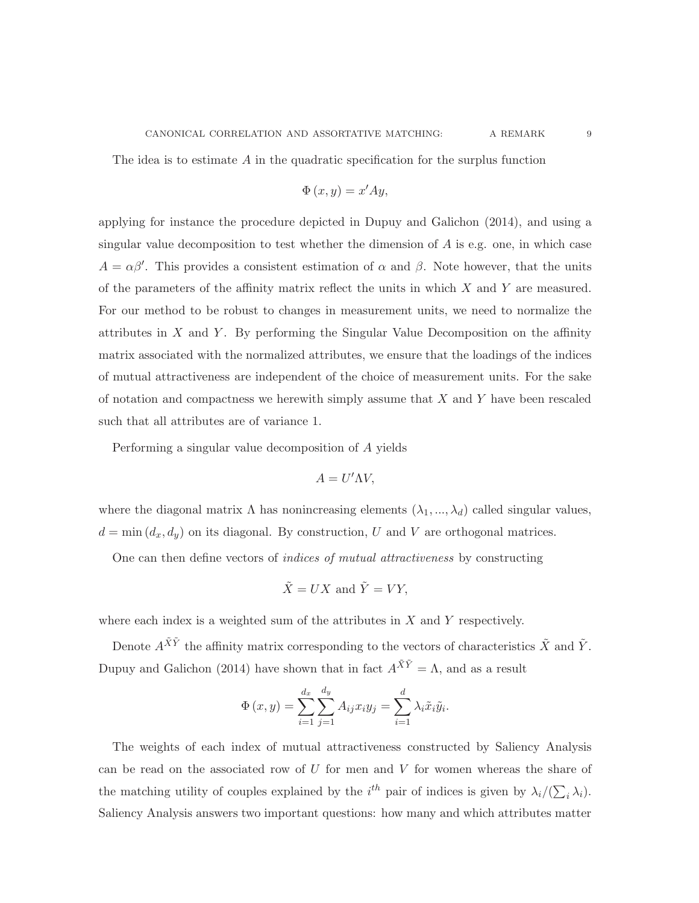The idea is to estimate $A$ in the quadratic specification for the surplus function

$$\Phi(x, y) = x'Ay,$$

applying for instance the procedure depicted in Dupuy and Galichon (2014), and using a singular value decomposition to test whether the dimension of $A$ is e.g. one, in which case $A = \alpha\beta'$. This provides a consistent estimation of $\alpha$ and $\beta$. Note however, that the units of the parameters of the affinity matrix reflect the units in which $X$ and $Y$ are measured. For our method to be robust to changes in measurement units, we need to normalize the attributes in $X$ and $Y$. By performing the Singular Value Decomposition on the affinity matrix associated with the normalized attributes, we ensure that the loadings of the indices of mutual attractiveness are independent of the choice of measurement units. For the sake of notation and compactness we herewith simply assume that $X$ and $Y$ have been rescaled such that all attributes are of variance 1.

Performing a singular value decomposition of $A$ yields

$$A = U'\Lambda V,$$

where the diagonal matrix $\Lambda$ has nonincreasing elements $(\lambda_1, ..., \lambda_d)$ called singular values, $d = \min(d_x, d_y)$ on its diagonal. By construction, $U$ and $V$ are orthogonal matrices.

One can then define vectors of *indices of mutual attractiveness* by constructing

$$\tilde{X} = UX \text{ and } \tilde{Y} = VY,$$

where each index is a weighted sum of the attributes in $X$ and $Y$ respectively.

Denote $A^{\tilde{X}\tilde{Y}}$ the affinity matrix corresponding to the vectors of characteristics $\tilde{X}$ and $\tilde{Y}$. Dupuy and Galichon (2014) have shown that in fact $A^{\tilde{X}\tilde{Y}} = \Lambda$, and as a result

$$\Phi(x, y) = \sum_{i=1}^{d_x} \sum_{j=1}^{d_y} A_{ij} x_i y_j = \sum_{i=1}^{d} \lambda_i \tilde{x}_i \tilde{y}_i.$$

The weights of each index of mutual attractiveness constructed by Saliency Analysis can be read on the associated row of $U$ for men and $V$ for women whereas the share of the matching utility of couples explained by the $i^{th}$ pair of indices is given by $\lambda_i / (\sum_i \lambda_i)$. Saliency Analysis answers two important questions: how many and which attributes matter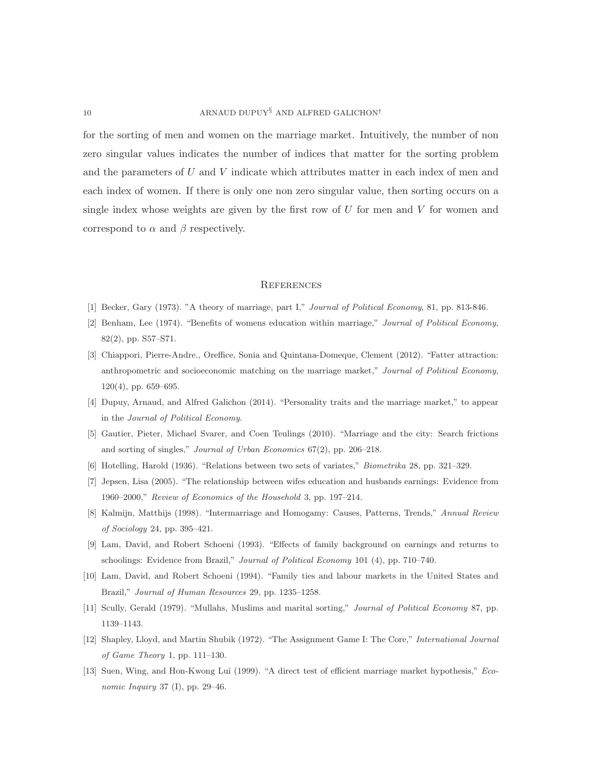for the sorting of men and women on the marriage market. Intuitively, the number of non zero singular values indicates the number of indices that matter for the sorting problem and the parameters of $U$ and $V$ indicate which attributes matter in each index of men and each index of women. If there is only one non zero singular value, then sorting occurs on a single index whose weights are given by the first row of $U$ for men and $V$ for women and correspond to $\alpha$ and $\beta$ respectively.

## References

[1] Becker, Gary (1973). "A theory of marriage, part I," *Journal of Political Economy*, 81, pp. 813-846.

[2] Benham, Lee (1974). "Benefits of womens education within marriage," *Journal of Political Economy*, 82(2), pp. S57–S71.

[3] Chiappori, Pierre-Andre., Oreffice, Sonia and Quintana-Domeque, Clement (2012). "Fatter attraction: anthropometric and socioeconomic matching on the marriage market," *Journal of Political Economy*, 120(4), pp. 659–695.

[4] Dupuy, Arnaud, and Alfred Galichon (2014). "Personality traits and the marriage market," to appear in the *Journal of Political Economy*.

[5] Gautier, Pieter, Michael Svarer, and Coen Teulings (2010). "Marriage and the city: Search frictions and sorting of singles," *Journal of Urban Economics* 67(2), pp. 206–218.

[6] Hotelling, Harold (1936). "Relations between two sets of variates," *Biometrika* 28, pp. 321–329.

[7] Jepsen, Lisa (2005). "The relationship between wifes education and husbands earnings: Evidence from 1960–2000," *Review of Economics of the Household* 3, pp. 197–214.

[8] Kalmijn, Matthijs (1998). "Intermarriage and Homogamy: Causes, Patterns, Trends," *Annual Review of Sociology* 24, pp. 395–421.

[9] Lam, David, and Robert Schoeni (1993). "Effects of family background on earnings and returns to schoolings: Evidence from Brazil," *Journal of Political Economy* 101 (4), pp. 710–740.

[10] Lam, David, and Robert Schoeni (1994). "Family ties and labour markets in the United States and Brazil," *Journal of Human Resources* 29, pp. 1235–1258.

[11] Scully, Gerald (1979). "Mullahs, Muslims and marital sorting," *Journal of Political Economy* 87, pp. 1139–1143.

[12] Shapley, Lloyd, and Martin Shubik (1972). "The Assignment Game I: The Core," *International Journal of Game Theory* 1, pp. 111–130.

[13] Suen, Wing, and Hon-Kwong Lui (1999). "A direct test of efficient marriage market hypothesis," *Economic Inquiry* 37 (I), pp. 29–46.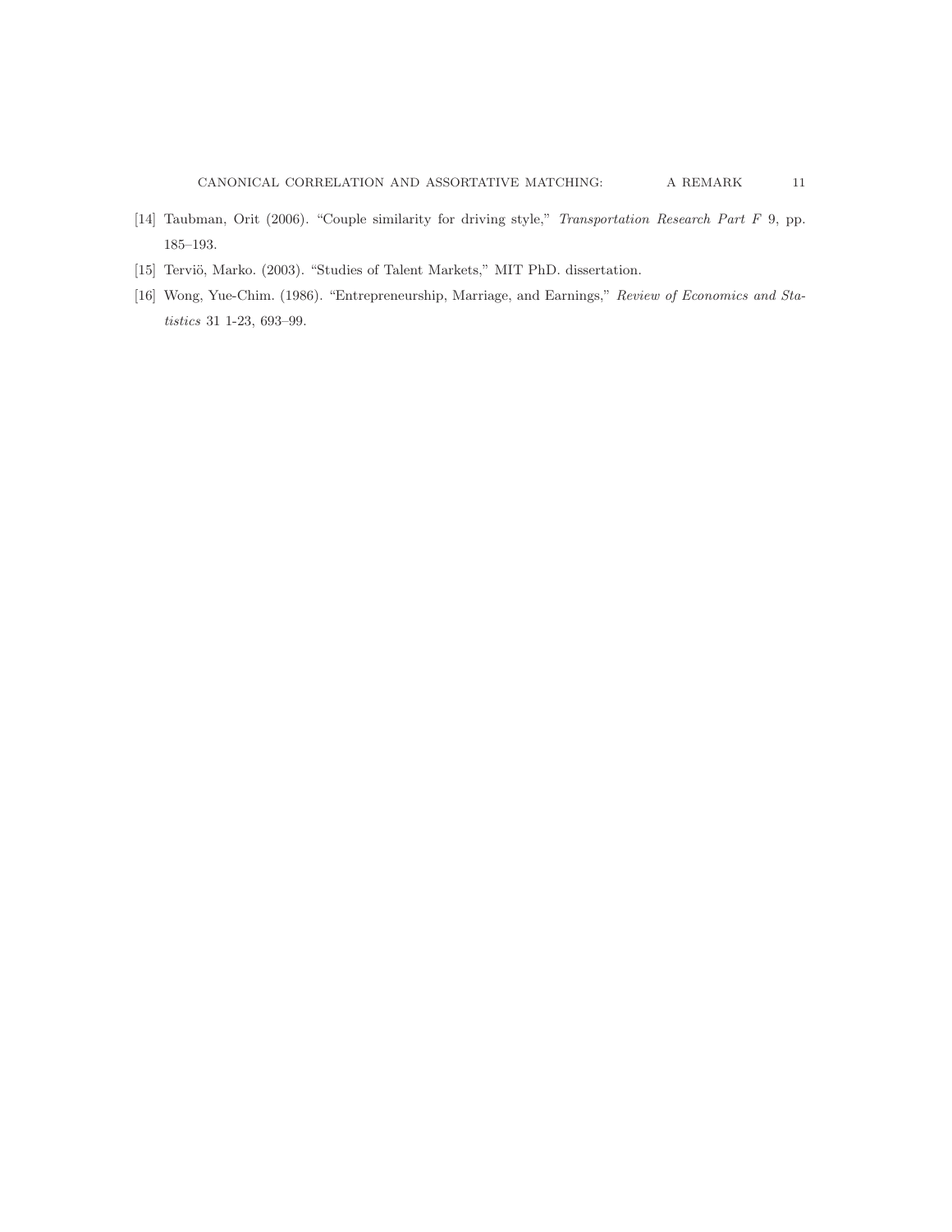[14] Taubman, Orit (2006). "Couple similarity for driving style," *Transportation Research Part F* 9, pp. 185–193.

[15] Terviö, Marko. (2003). "Studies of Talent Markets," MIT PhD. dissertation.

[16] Wong, Yue-Chim. (1986). "Entrepreneurship, Marriage, and Earnings," *Review of Economics and Statistics* 31 1-23, 693–99.